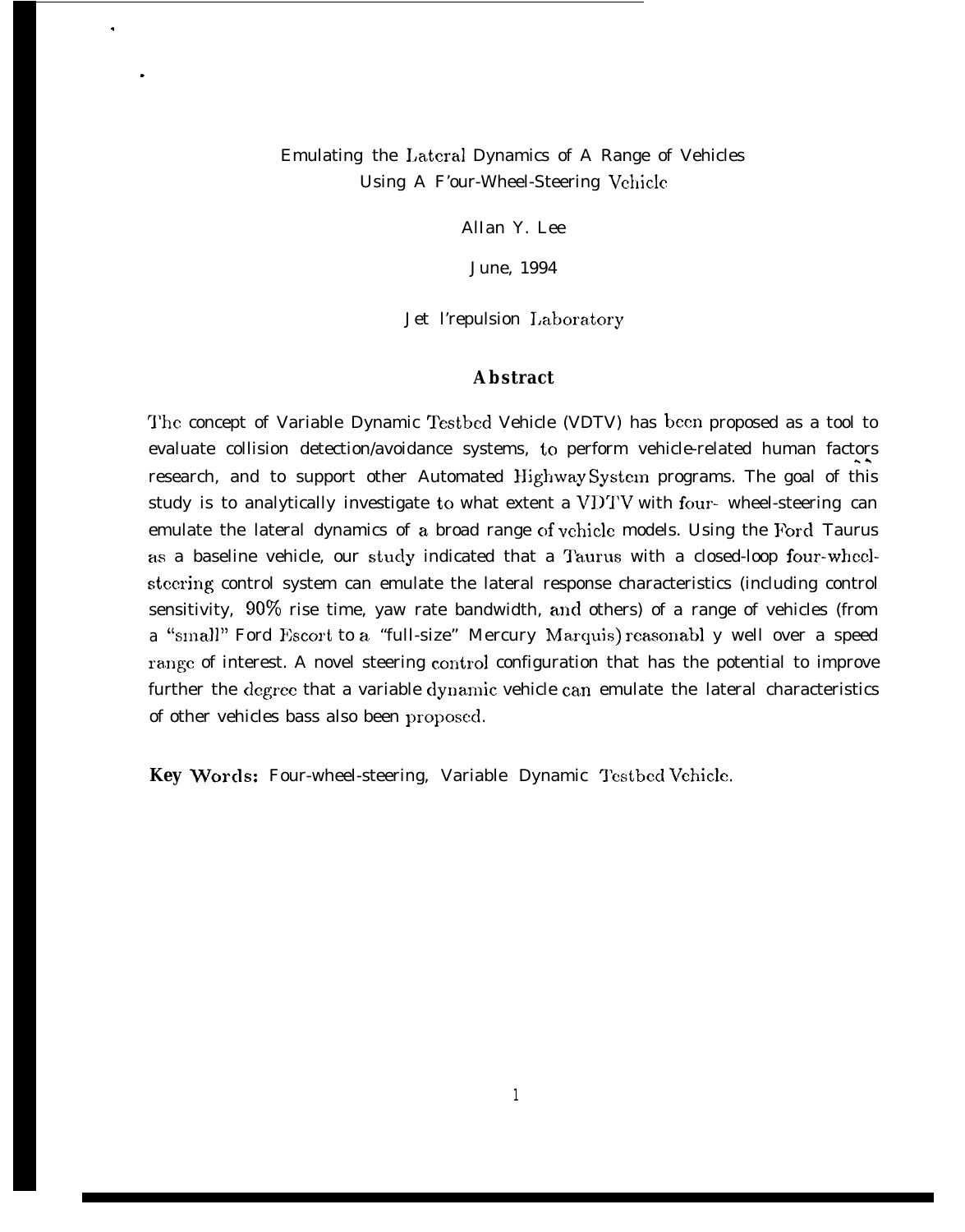# Emulating the Lateral Dynamics of A Range of Vehicles Using A Four-Wheel-Steering Vehicle

Allan Y. Lee

June, 1994

Jet Propulsion Laboratory

## Abstract

The concept of Variable Dynamic Testbed Vehicle (VDTV) has been proposed as a tool to evaluate collision detection/avoidance systems, to perform vehicle-related human factors research, and to support other Automated Highway System programs. The goal of this study is to analytically investigate to what extent a VDTV with four- wheel-steering can emulate the lateral dynamics of a broad range of vehicle models. Using the Ford Taurus as a baseline vehicle, our study indicated that a Taurus with a closed-loop four-wheel-steering control system can emulate the lateral response characteristics (including control sensitivity, 90% rise time, yaw rate bandwidth, and others) of a range of vehicles (from a "small" Ford Escort to a "full-size" Mercury Marquis) reasonabl y well over a speed range of interest. A novel steering control configuration that has the potential to improve further the degree that a variable dynamic vehicle can emulate the lateral characteristics of other vehicles bass also been proposed.

**Key Words:** Four-wheel-steering, Variable Dynamic Testbed Vehicle.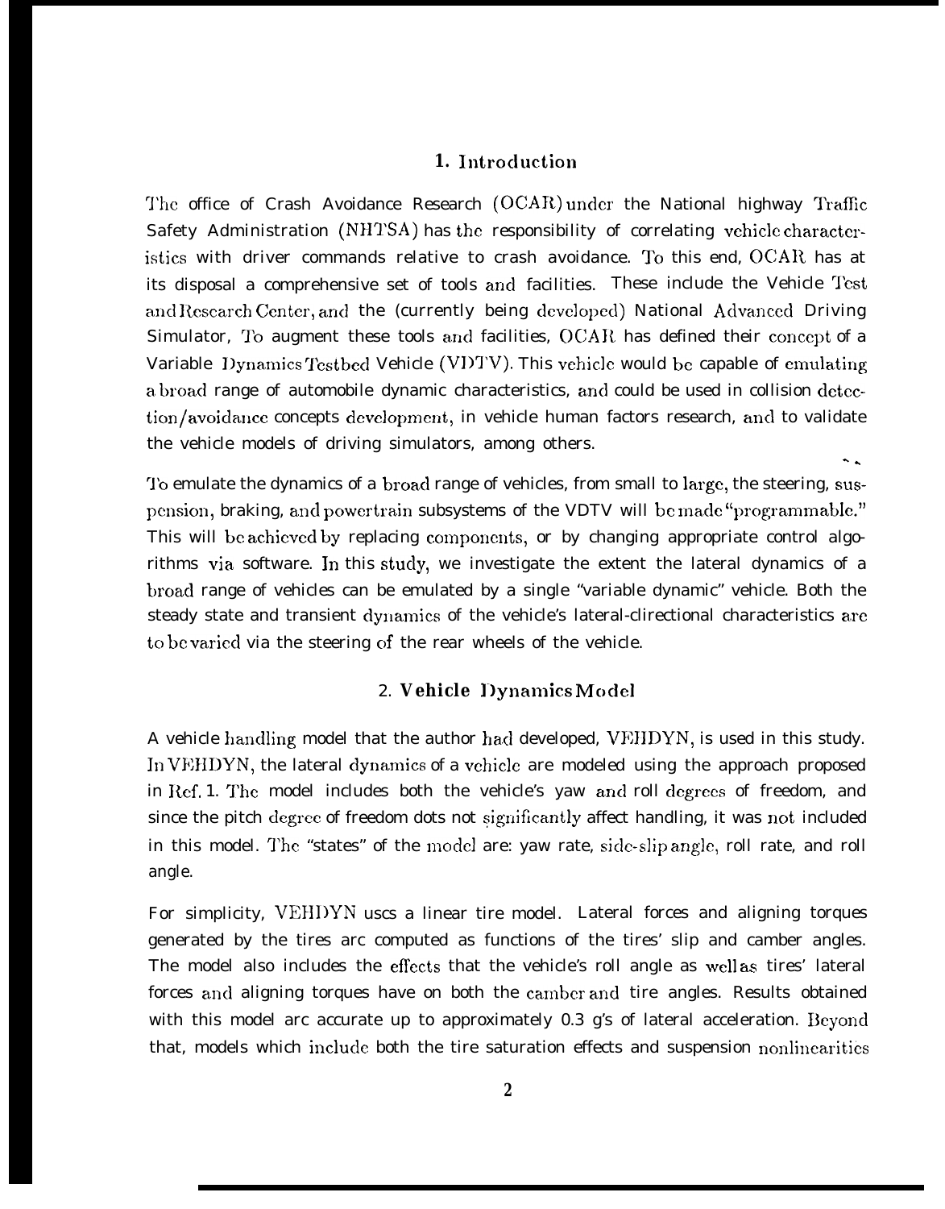## 1. Introduction

The office of Crash Avoidance Research (OCAR) under the National highway Traffic Safety Administration (NHTSA) has the responsibility of correlating vehicle characteristics with driver commands relative to crash avoidance. To this end, OCAR has at its disposal a comprehensive set of tools and facilities. These include the Vehicle Test and Research Center, and the (currently being developed) National Advanced Driving Simulator, To augment these tools and facilities, OCAR has defined their concept of a Variable Dynamics Testbed Vehicle (VDTV). This vehicle would be capable of emulating a broad range of automobile dynamic characteristics, and could be used in collision detection/avoidance concepts development, in vehicle human factors research, and to validate the vehicle models of driving simulators, among others.

To emulate the dynamics of a broad range of vehicles, from small to large, the steering, suspension, braking, and powertrain subsystems of the VDTV will be made "programmable." This will be achieved by replacing components, or by changing appropriate control algorithms via software. In this study, we investigate the extent the lateral dynamics of a broad range of vehicles can be emulated by a single "variable dynamic" vehicle. Both the steady state and transient dynamics of the vehicle's lateral-directional characteristics are to be varied via the steering of the rear wheels of the vehicle.

## 2. Vehicle Dynamics Model

A vehicle handling model that the author had developed, VEHDYN, is used in this study. In VEHDYN, the lateral dynamics of a vehicle are modeled using the approach proposed in Ref. 1. The model includes both the vehicle's yaw and roll degrees of freedom, and since the pitch degree of freedom dots not significantly affect handling, it was not included in this model. The "states" of the model are: yaw rate, side-slip angle, roll rate, and roll angle.

For simplicity, VEHDYN uses a linear tire model. Lateral forces and aligning torques generated by the tires are computed as functions of the tires' slip and camber angles. The model also includes the effects that the vehicle's roll angle as well as tires' lateral forces and aligning torques have on both the camber and tire angles. Results obtained with this model are accurate up to approximately 0.3 g's of lateral acceleration. Beyond that, models which include both the tire saturation effects and suspension nonlinearities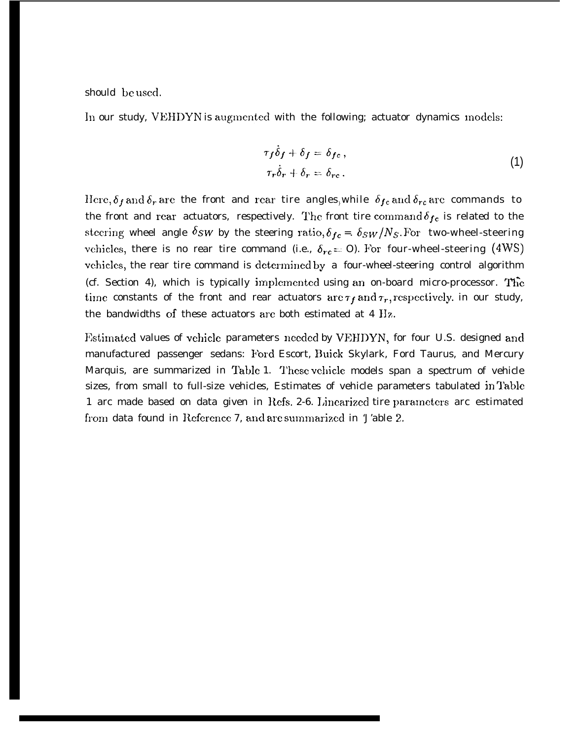should be used.

In our study, VEHDYN is augmented with the following; actuator dynamics models:

$$
\begin{aligned}
\tau_f \dot{\delta}_f + \delta_f &= \delta_{fc} , \\
\tau_r \dot{\delta}_r + \delta_r &= \delta_{rc} .
\end{aligned}
\tag{1}
$$

Here, $\delta_f$ and $\delta_r$ are the front and rear tire angles, while $\delta_{fc}$ and $\delta_{rc}$ are commands to the front and rear actuators, respectively. The front tire command $\delta_{fc}$ is related to the steering wheel angle $\delta_{SW}$ by the steering ratio, $\delta_{fc} = \delta_{SW}/N_S$. For two-wheel-steering vehicles, there is no rear tire command (i.e., $\delta_{rc} = 0$). For four-wheel-steering (4WS) vehicles, the rear tire command is determined by a four-wheel-steering control algorithm (cf. Section 4), which is typically implemented using an on-board micro-processor. The time constants of the front and rear actuators are $\tau_f$ and $\tau_r$, respectively. in our study, the bandwidths of these actuators are both estimated at 4 Hz.

Estimated values of vehicle parameters needed by VEHDYN, for four U.S. designed and manufactured passenger sedans: Ford Escort, Buick Skylark, Ford Taurus, and Mercury Marquis, are summarized in Table 1. These vehicle models span a spectrum of vehicle sizes, from small to full-size vehicles, Estimates of vehicle parameters tabulated in Table 1 are made based on data given in Refs. 2-6. Linearized tire parameters are estimated from data found in Reference 7, and are summarized in Table 2.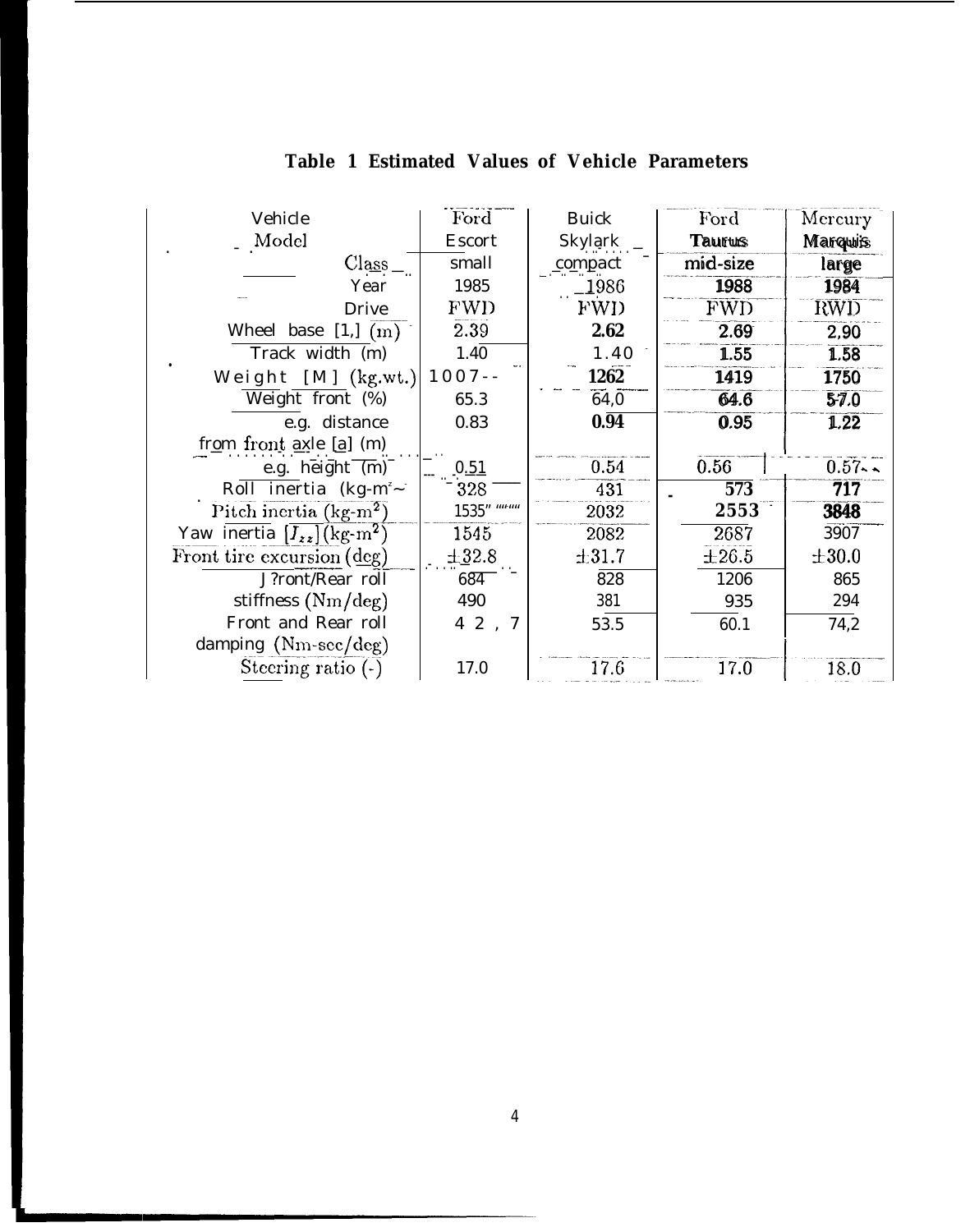**Table 1 Estimated Values of Vehicle Parameters**

| Vehicle | Ford | Buick | Ford | Mercury |
|---|---|---|---|---|
| Model | Escort | Skylark | Taurus | Marquis |
| Class | small | compact | mid-size | large |
| Year | 1985 | 1986 | 1988 | 1984 |
| Drive | FWD | FWD | FWD | RWD |
| Wheel base [l,] (m) | 2.39 | 2.62 | 2.69 | 2.90 |
| Track width (m) | 1.40 | 1.40 | 1.55 | 1.58 |
| Weight [M] (kg.wt.) | 1007 | 1262 | 1419 | 1750 |
| Weight front (%) | 65.3 | 64.0 | 64.6 | 57.0 |
| c.g. distance from front axle [a] (m) | 0.83 | 0.94 | 0.95 | 1.22 |
| c.g. height (m) | 0.51 | 0.54 | 0.56 | 0.57 |
| Roll inertia ($kg\text{-}m^2$) | 328 | 431 | 573 | 717 |
| Pitch inertia ($kg\text{-}m^2$) | 1535 | 2032 | 2553 | 3848 |
| Yaw inertia [$I_{zz}$] ($kg\text{-}m^2$) | 1545 | 2082 | 2687 | 3907 |
| Front tire excursion (deg) | ±32.8 | ±31.7 | ±26.5 | ±30.0 |
| Front/Rear roll stiffness (Nm/deg) | 684 / 490 | 828 / 381 | 1206 / 935 | 865 / 294 |
| Front and Rear roll damping (Nm-sec/deg) | 42.7 | 53.5 | 60.1 | 74.2 |
| Steering ratio (-) | 17.0 | 17.6 | 17.0 | 18.0 |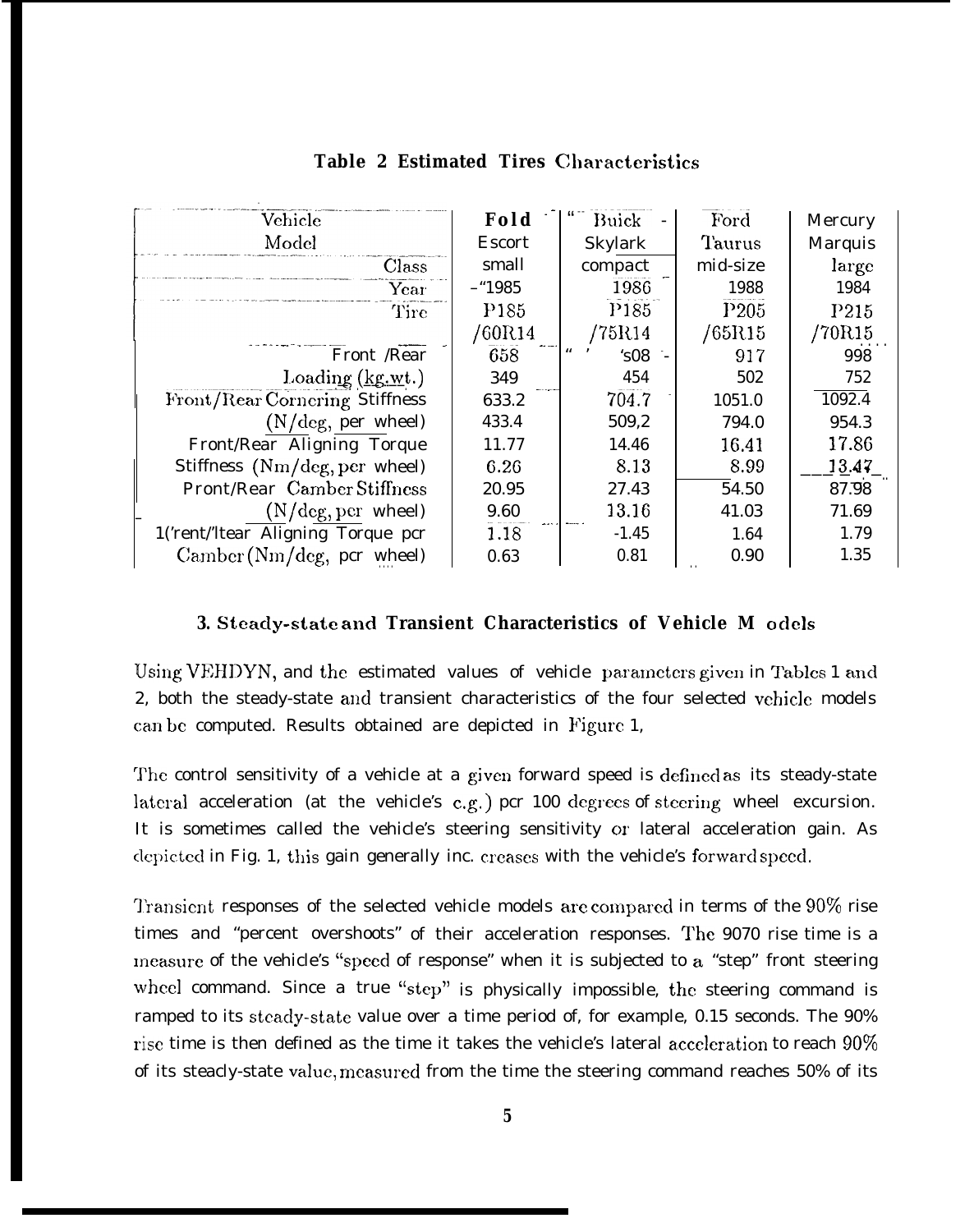**Table 2 Estimated Tires Characteristics**

| Vehicle | Fold | Buick | Ford | Mercury |
|---|---|---|---|---|
| Model | Escort | Skylark | Taurus | Marquis |
| Class | small | compact | mid-size | large |
| Year | -"1985 | 1986 | 1988 | 1984 |
| Tire | P185 /60R14 | P185 /75R14 | P205 /65R15 | P215 /70R15 |
| Front /Rear Loading (kg.wt.) | 658<br>349 | 's08<br>454 | 917<br>502 | 998<br>752 |
| Front/Rear Cornering Stiffness (N/deg, per wheel) | 633.2<br>433.4 | 704.7<br>509,2 | 1051.0<br>794.0 | 1092.4<br>954.3 |
| Front/Rear Aligning Torque Stiffness (Nm/deg, per wheel) | 11.77<br>6.26 | 14.46<br>8.13 | 16.41<br>8.99 | 17.86<br>13.47 |
| Pront/Rear Camber Stiffness (N/deg, per wheel) | 20.95<br>9.60 | 27.43<br>13.16 | 54.50<br>41.03 | 87.98<br>71.69 |
| 1('rent/'ltear Aligning Torque per Camber (Nm/deg, per wheel) | 1.18<br>0.63 | -1.45<br>0.81 | 1.64<br>0.90 | 1.79<br>1.35 |

## 3. Steady-state and Transient Characteristics of Vehicle Models

Using VEHDYN, and the estimated values of vehicle parameters given in Tables 1 and 2, both the steady-state and transient characteristics of the four selected vehicle models can be computed. Results obtained are depicted in Figure 1,

The control sensitivity of a vehicle at a given forward speed is defined as its steady-state lateral acceleration (at the vehicle's c.g.) per 100 degrees of steering wheel excursion. It is sometimes called the vehicle's steering sensitivity or lateral acceleration gain. As depicted in Fig. 1, this gain generally inc. creases with the vehicle's forward speed.

Transient responses of the selected vehicle models are compared in terms of the 90% rise times and "percent overshoots" of their acceleration responses. The 9070 rise time is a measure of the vehicle's "speed of response" when it is subjected to a "step" front steering wheel command. Since a true "step" is physically impossible, the steering command is ramped to its steady-state value over a time period of, for example, 0.15 seconds. The 90% rise time is then defined as the time it takes the vehicle's lateral acceleration to reach 90% of its steady-state value, measured from the time the steering command reaches 50% of its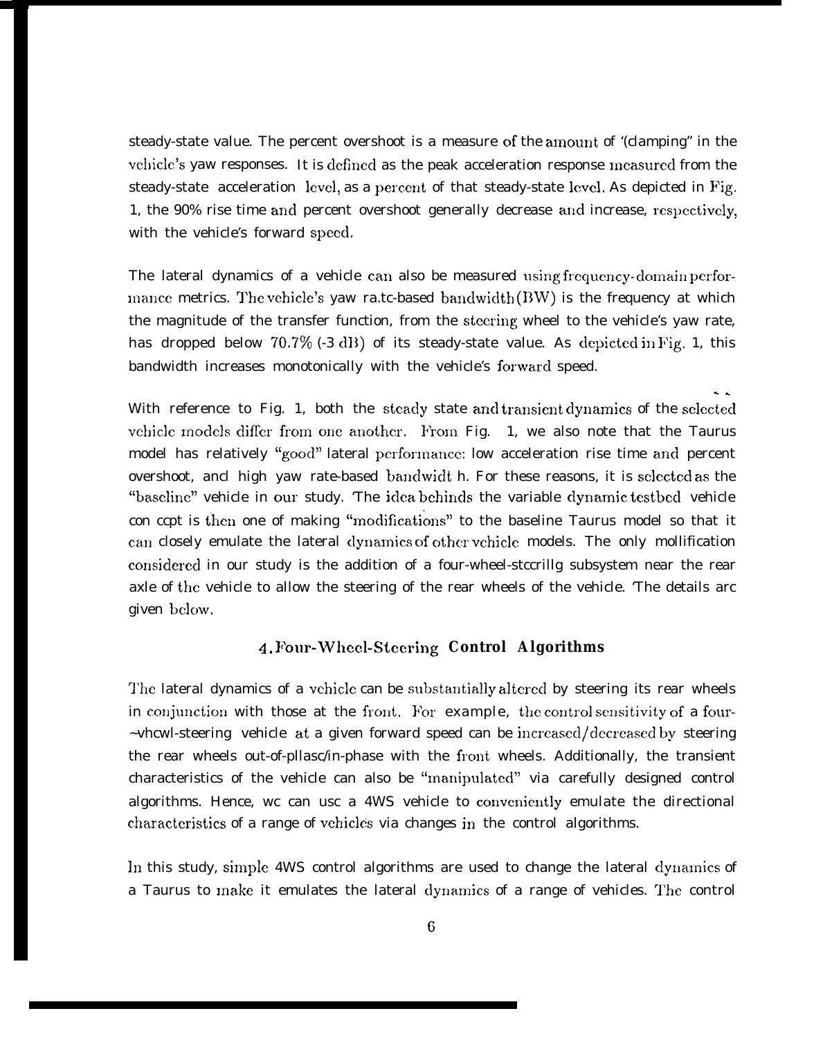steady-state value. The percent overshoot is a measure of the amount of "damping" in the vehicle's yaw responses. It is defined as the peak acceleration response measured from the steady-state acceleration level, as a percent of that steady-state level. As depicted in Fig. 1, the 90% rise time and percent overshoot generally decrease and increase, respectively, with the vehicle's forward speed.

The lateral dynamics of a vehicle can also be measured using frequency-domain performance metrics. The vehicle's yaw rate-based bandwidth (BW) is the frequency at which the magnitude of the transfer function, from the steering wheel to the vehicle's yaw rate, has dropped below 70.7% (-3 dB) of its steady-state value. As depicted in Fig. 1, this bandwidth increases monotonically with the vehicle's forward speed.

With reference to Fig. 1, both the steady state and transient dynamics of the selected vehicle models differ from one another. From Fig. 1, we also note that the Taurus model has relatively "good" lateral performance: low acceleration rise time and percent overshoot, and high yaw rate-based bandwidth. For these reasons, it is selected as the "baseline" vehicle in our study. The idea behinds the variable dynamic testbed vehicle con ccpt is then one of making "modifications" to the baseline Taurus model so that it can closely emulate the lateral dynamics of other vehicle models. The only mollification considered in our study is the addition of a four-wheel-steering subsystem near the rear axle of the vehicle to allow the steering of the rear wheels of the vehicle. The details are given below.

## 4. Four-Wheel-Steering Control Algorithms

The lateral dynamics of a vehicle can be substantially altered by steering its rear wheels in conjunction with those at the front. For example, the control sensitivity of a four-wheel-steering vehicle at a given forward speed can be increased/decreased by steering the rear wheels out-of-phase/in-phase with the front wheels. Additionally, the transient characteristics of the vehicle can also be "manipulated" via carefully designed control algorithms. Hence, we can use a 4WS vehicle to conveniently emulate the directional characteristics of a range of vehicles via changes in the control algorithms.

In this study, simple 4WS control algorithms are used to change the lateral dynamics of a Taurus to make it emulates the lateral dynamics of a range of vehicles. The control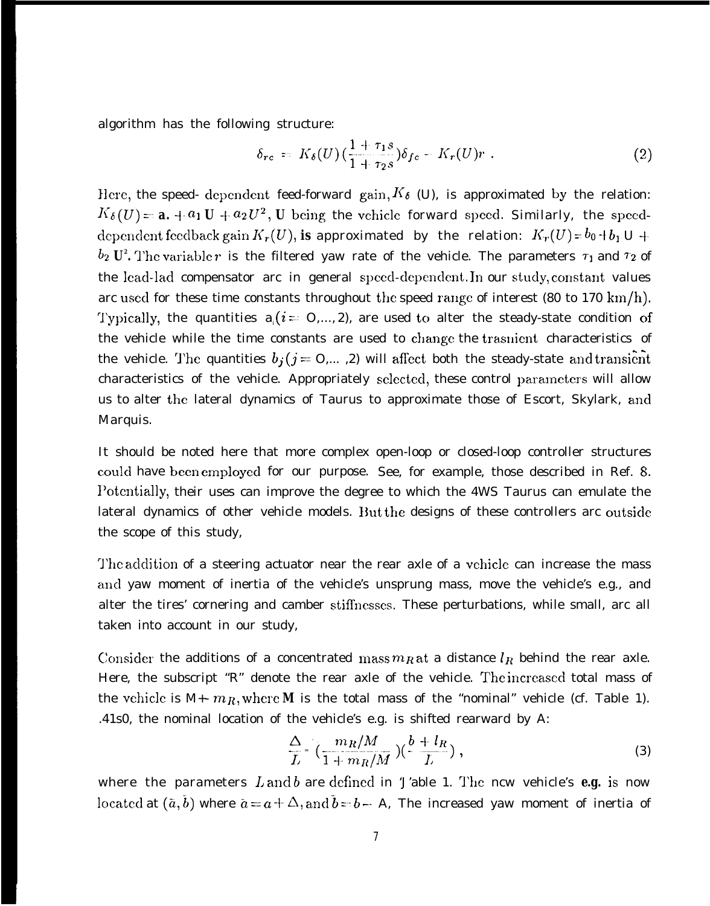algorithm has the following structure:

$$\delta_{rc} = K_\delta(U)\left(\frac{1+\tau_1 s}{1+\tau_2 s}\right)\delta_{fc} - K_r(U)r \ . \tag{2}$$

Here, the speed- dependent feed-forward gain, $K_\delta$ (U), is approximated by the relation: $K_\delta(U) = a_0 + a_1 U + a_2 U^2$, U being the vehicle forward speed. Similarly, the speed-dependent feedback gain $K_r(U)$, is approximated by the relation: $K_r(U) = b_0 + b_1 U + b_2 U^2$. The variable $r$ is the filtered yaw rate of the vehicle. The parameters $\tau_1$ and $\tau_2$ of the lead-lad compensator are in general speed-dependent. In our study, constant values are used for these time constants throughout the speed range of interest (80 to 170 km/h). Typically, the quantities $a_i (i = 0, \ldots, 2)$, are used to alter the steady-state condition of the vehicle while the time constants are used to change the trasnient characteristics of the vehicle. The quantities $b_j (j = 0, \ldots, 2)$ will affect both the steady-state and transient characteristics of the vehicle. Appropriately selected, these control parameters will allow us to alter the lateral dynamics of Taurus to approximate those of Escort, Skylark, and Marquis.

It should be noted here that more complex open-loop or closed-loop controller structures could have been employed for our purpose. See, for example, those described in Ref. 8. Potentially, their uses can improve the degree to which the 4WS Taurus can emulate the lateral dynamics of other vehicle models. But the designs of these controllers are outside the scope of this study,

The addition of a steering actuator near the rear axle of a vehicle can increase the mass and yaw moment of inertia of the vehicle's unsprung mass, move the vehicle's e.g., and alter the tires' cornering and camber stiffnesses. These perturbations, while small, are all taken into account in our study,

Consider the additions of a concentrated mass $m_R$ at a distance $l_R$ behind the rear axle. Here, the subscript "R" denote the rear axle of the vehicle. The increased total mass of the vehicle is $M + m_R$, where **M** is the total mass of the "nominal" vehicle (cf. Table 1). Also, the nominal location of the vehicle's e.g. is shifted rearward by $\Delta$:

$$\frac{\Delta}{L} = \left(\frac{m_R/M}{1 + m_R/M}\right)\left(\frac{b + l_R}{L}\right), \tag{3}$$

where the parameters $L$ and $b$ are defined in Table 1. The new vehicle's **e.g.** is now located at $(\bar{a}, \bar{b})$ where $\bar{a} = a + \Delta$, and $\bar{b} = b - \Delta$, The increased yaw moment of inertia of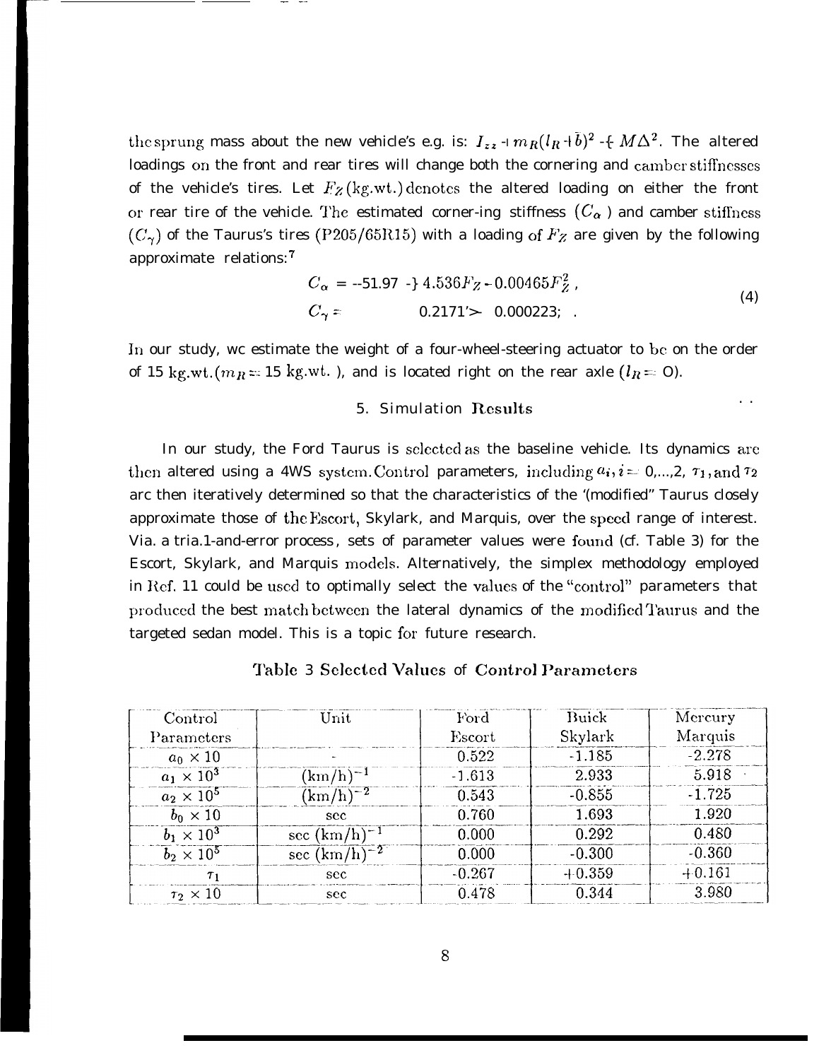the sprung mass about the new vehicle's e.g. is: $I_{zz} + m_R(l_R + \bar{b})^2 + M\Delta^2$. The altered loadings on the front and rear tires will change both the cornering and camber stiffnesses of the vehicle's tires. Let $F_Z$ (kg.wt.) denotes the altered loading on either the front or rear tire of the vehicle. The estimated corner-ing stiffness ($C_\alpha$) and camber stiffness ($C_\gamma$) of the Taurus's tires (P205/65R15) with a loading of $F_Z$ are given by the following approximate relations:[7]

$$
\begin{aligned}
C_\alpha &= -51.97 + 4.536F_Z - 0.00465F_Z^2 , \\
C_\gamma &= \qquad 0.2171 F_Z - 0.000223 F_Z^2 .
\end{aligned} \tag{4}
$$

In our study, we estimate the weight of a four-wheel-steering actuator to be on the order of 15 kg.wt. ($m_R$ = 15 kg.wt. ), and is located right on the rear axle ($l_R$ = 0).

## 5. Simulation Results

In our study, the Ford Taurus is selected as the baseline vehicle. Its dynamics are then altered using a 4WS system. Control parameters, including $a_i, i = 0,...,2$, $\tau_1$, and $\tau_2$ are then iteratively determined so that the characteristics of the "(modified" Taurus closely approximate those of the Escort, Skylark, and Marquis, over the speed range of interest. Via. a trial-and-error process, sets of parameter values were found (cf. Table 3) for the Escort, Skylark, and Marquis models. Alternatively, the simplex methodology employed in Ref. 11 could be used to optimally select the values of the "control" parameters that produced the best match between the lateral dynamics of the modified Taurus and the targeted sedan model. This is a topic for future research.

**Table 3 Selected Values of Control Parameters**

| Control Parameters | Unit | Ford Escort | Buick Skylark | Mercury Marquis |
|---|---|---|---|---|
| $a_0 \times 10$ | - | 0.522 | -1.185 | -2.278 |
| $a_1 \times 10^3$ | $(\text{km/h})^{-1}$ | -1.613 | 2.933 | 5.918 |
| $a_2 \times 10^5$ | $(\text{km/h})^{-2}$ | 0.543 | -0.855 | -1.725 |
| $b_0 \times 10$ | sec | 0.760 | 1.693 | 1.920 |
| $b_1 \times 10^3$ | sec $(\text{km/h})^{-1}$ | 0.000 | 0.292 | 0.480 |
| $b_2 \times 10^5$ | sec $(\text{km/h})^{-2}$ | 0.000 | -0.300 | -0.360 |
| $\tau_1$ | sec | -0.267 | +0.359 | +0.161 |
| $\tau_2 \times 10$ | sec | 0.478 | 0.344 | 3.980 |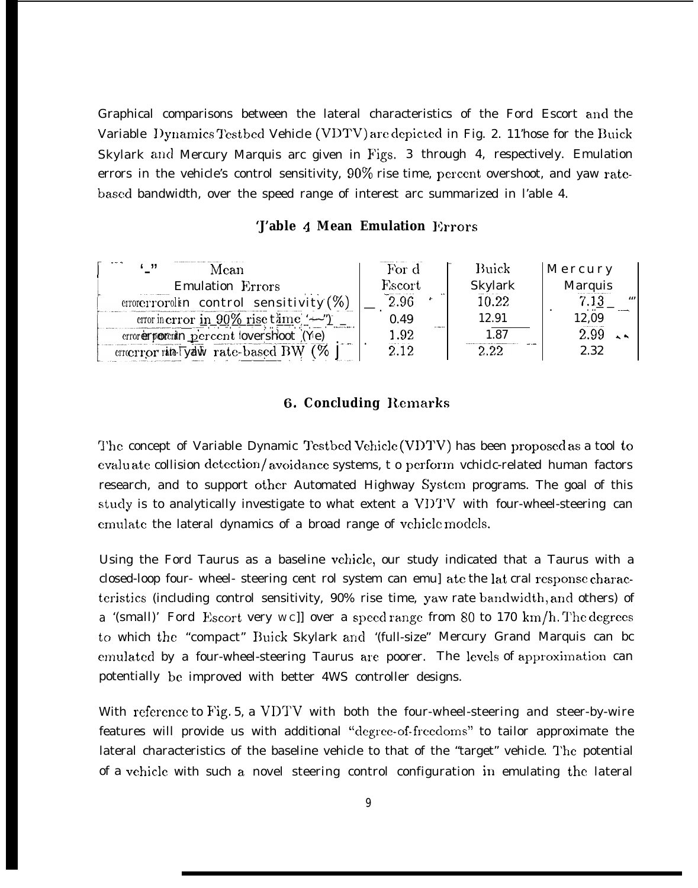Graphical comparisons between the lateral characteristics of the Ford Escort and the Variable Dynamics Testbed Vehicle (VDTV) are depicted in Fig. 2. Those for the Buick Skylark and Mercury Marquis are given in Figs. 3 through 4, respectively. Emulation errors in the vehicle's control sensitivity, 90% rise time, percent overshoot, and yaw rate-based bandwidth, over the speed range of interest are summarized in Table 4.

**Table 4 Mean Emulation Errors**

| Mean Emulation Errors | Ford Escort | Buick Skylark | Mercury Marquis |
|---|---|---|---|
| error in control sensitivity (%) | 2.96 | 10.22 | 7.13 |
| error in 90% rise time (%) | 0.49 | 12.91 | 12.09 |
| error in percent overshoot (%) | 1.92 | 1.87 | 2.99 |
| error in yaw rate-based BW (%) | 2.12 | 2.22 | 2.32 |

## 6. Concluding Remarks

The concept of Variable Dynamic Testbed Vehicle (VDTV) has been proposed as a tool to evaluate collision detection/avoidance systems, to perform vehicle-related human factors research, and to support other Automated Highway System programs. The goal of this study is to analytically investigate to what extent a VDTV with four-wheel-steering can emulate the lateral dynamics of a broad range of vehicle models.

Using the Ford Taurus as a baseline vehicle, our study indicated that a Taurus with a closed-loop four- wheel- steering control system can emulate the lateral response characteristics (including control sensitivity, 90% rise time, yaw rate bandwidth, and others) of a "(small)" Ford Escort very well over a speed range from 80 to 170 km/h. The degrees to which the "compact" Buick Skylark and "(full-size" Mercury Grand Marquis can be emulated by a four-wheel-steering Taurus are poorer. The levels of approximation can potentially be improved with better 4WS controller designs.

With reference to Fig. 5, a VDTV with both the four-wheel-steering and steer-by-wire features will provide us with additional "degree-of-freedoms" to tailor approximate the lateral characteristics of the baseline vehicle to that of the "target" vehicle. The potential of a vehicle with such a novel steering control configuration in emulating the lateral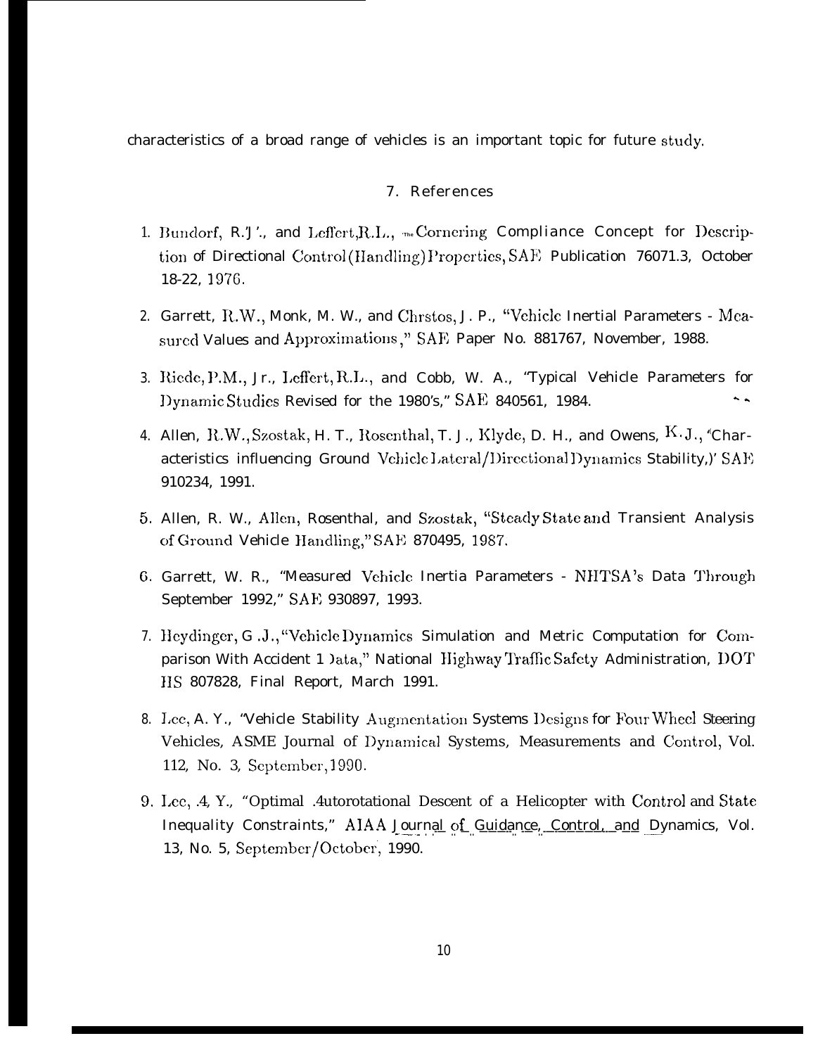characteristics of a broad range of vehicles is an important topic for future study.

## 7. References

1. Bundorf, R.J'., and Leffert,R.L., The Cornering Compliance Concept for Description of Directional Control(Handling) Properties, SAE Publication 76071.3, October 18-22, 1976.

2. Garrett, R.W., Monk, M. W., and Chrstos, J. P., "Vehicle Inertial Parameters - Measured Values and Approximations," SAE Paper No. 881767, November, 1988.

3. Riede, P.M., Jr., Leffert, R.L., and Cobb, W. A., "Typical Vehicle Parameters for Dynamic Studies Revised for the 1980's," SAE 840561, 1984.

4. Allen, R.W., Szostak, H. T., Rosenthal, T. J., Klyde, D. H., and Owens, K.J., "Characteristics influencing Ground Vehicle Lateral/Directional Dynamics Stability,)' SAE 910234, 1991.

5. Allen, R. W., Allen, Rosenthal, and Szostak, "Steady State and Transient Analysis of Ground Vehicle Handling," SAE 870495, 1987.

6. Garrett, W. R., "Measured Vehicle Inertia Parameters - NHTSA's Data Through September 1992," SAE 930897, 1993.

7. Heydinger, G.J., "Vehicle Dynamics Simulation and Metric Computation for Comparison With Accident Data," National Highway Traffic Safety Administration, DOT HS 807828, Final Report, March 1991.

8. Lee, A. Y., "Vehicle Stability Augmentation Systems Designs for Four Wheel Steering Vehicles, ASME Journal of Dynamical Systems, Measurements and Control, Vol. 112, No. 3, September, 1990.

9. Lee, A. Y., "Optimal Autorotational Descent of a Helicopter with Control and State Inequality Constraints," AIAA Journal of Guidance, Control, and Dynamics, Vol. 13, No. 5, September/October, 1990.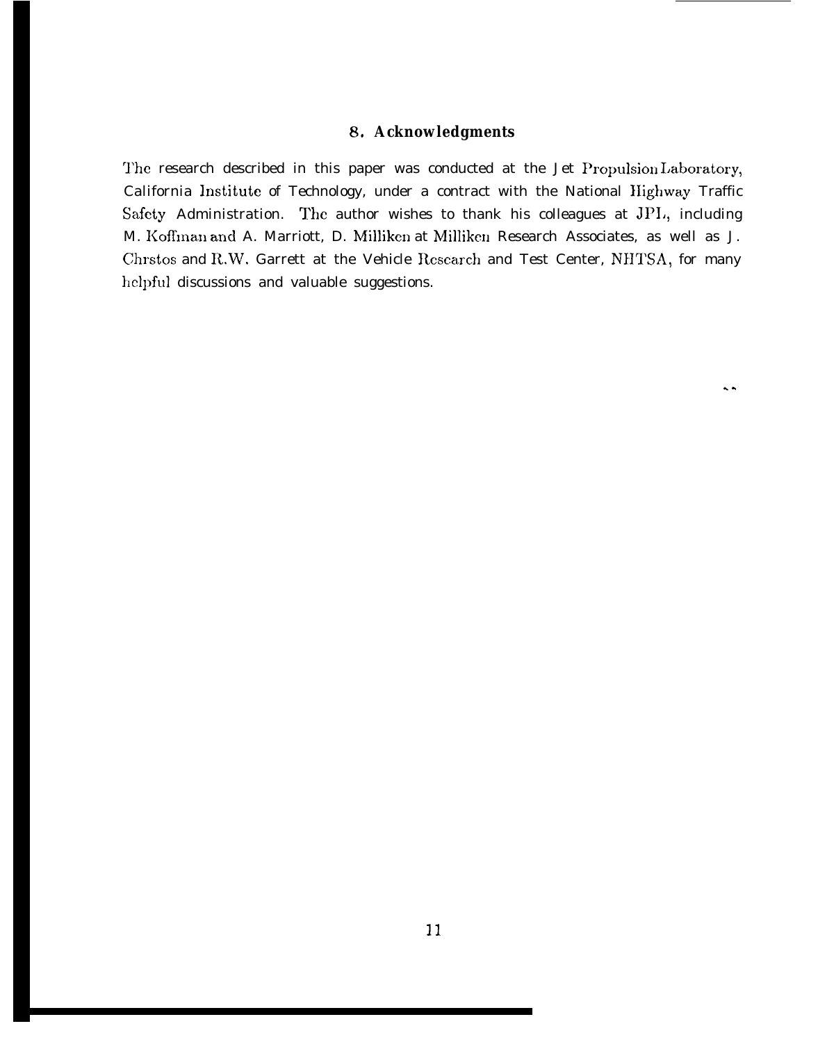## 8. Acknowledgments

The research described in this paper was conducted at the Jet Propulsion Laboratory, California Institute of Technology, under a contract with the National Highway Traffic Safety Administration. The author wishes to thank his colleagues at JPL, including M. Koffman and A. Marriott, D. Milliken at Milliken Research Associates, as well as J. Chrstos and R.W. Garrett at the Vehicle Research and Test Center, NHTSA, for many helpful discussions and valuable suggestions.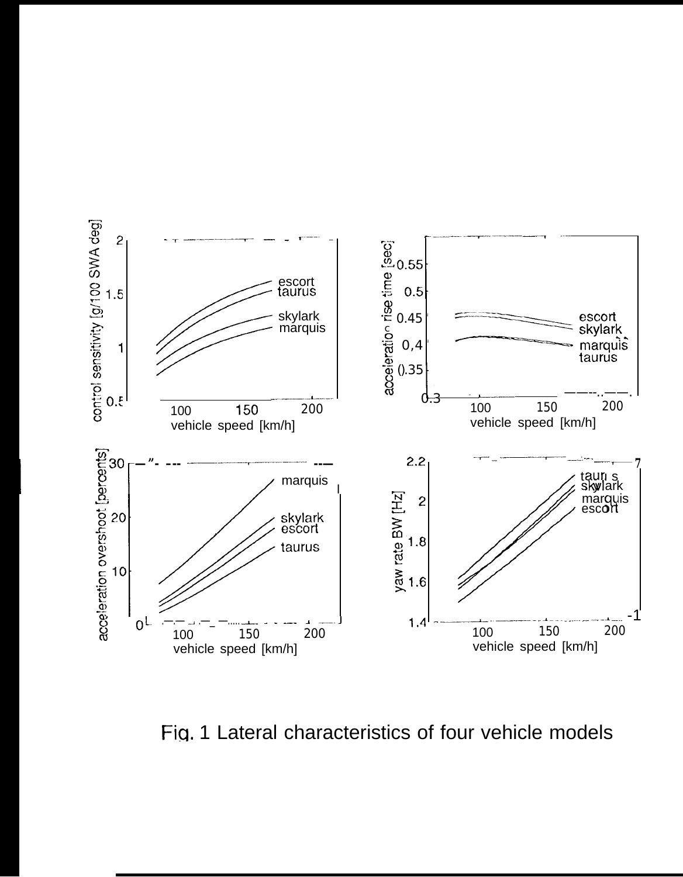control sensitivity [g/100 SWA deg]

2

1.5

1

0.5

100 150 200

vehicle speed [km/h]

escort
taurus
skylark
marquis

acceleration rise time [sec]

0.55

0.5

0.45

0.4

0.35

0.3

100 150 200

vehicle speed [km/h]

escort
skylark
marquis
taurus

acceleration overshoot [percents]

30

20

10

0

100 150 200

vehicle speed [km/h]

marquis
skylark
escort
taurus

yaw rate BW [Hz]

2.2

2

1.8

1.6

1.4

100 150 200

vehicle speed [km/h]

taurus
skylark
marquis
escort

Fig. 1 Lateral characteristics of four vehicle models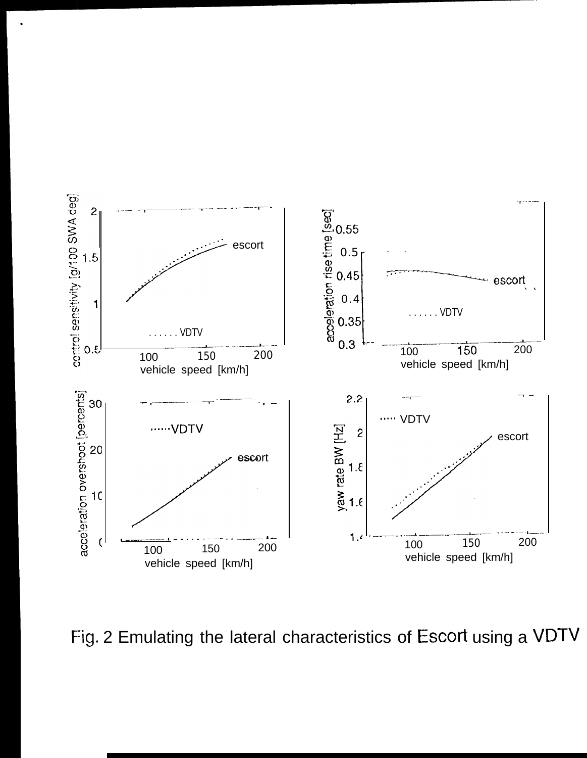control sensitivity [g/100 SWA deg]

2

1.5

1

0.5

escort

...... VDTV

100 150 200

vehicle speed [km/h]

acceleration rise time [sec]

0.55

0.5

0.45

0.4

0.35

0.3

escort

...... VDTV

100 150 200

vehicle speed [km/h]

acceleration overshoot [percents]

30

20

10

0

......VDTV

escort

100 150 200

vehicle speed [km/h]

yaw rate BW [Hz]

2.2

2

1.8

1.6

1.4

..... VDTV

escort

100 150 200

vehicle speed [km/h]

Fig. 2 Emulating the lateral characteristics of Escort using a VDTV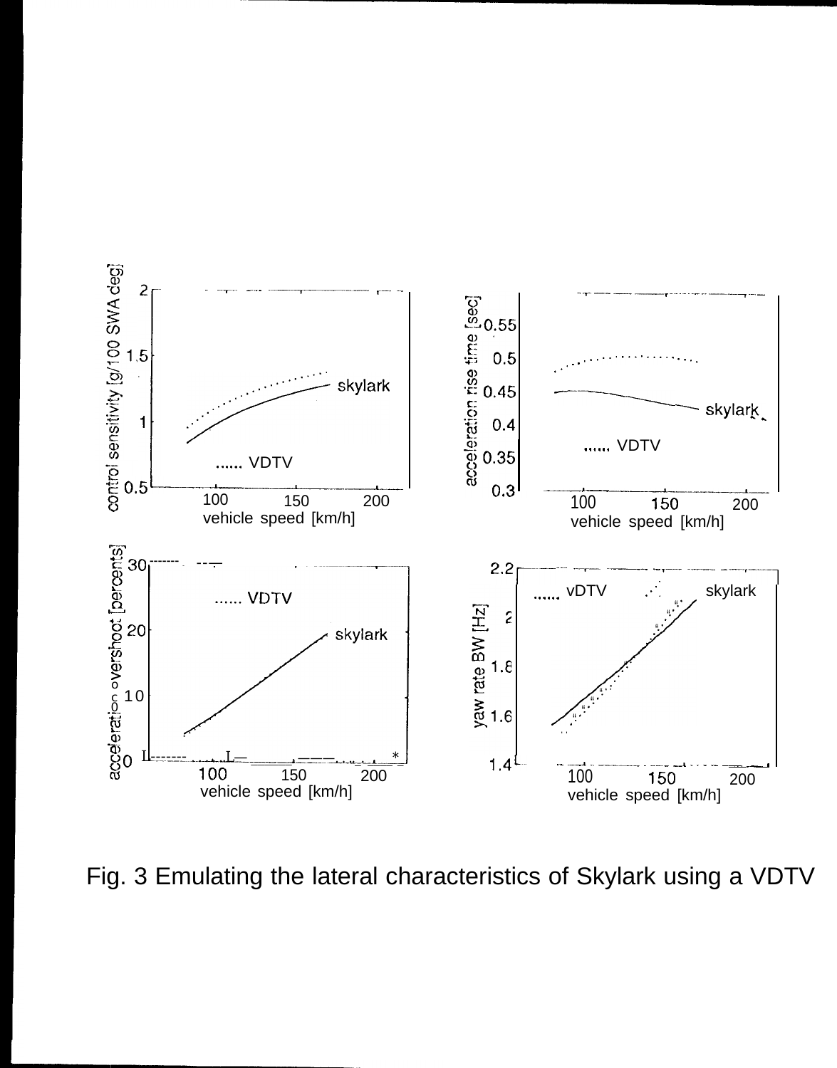control sensitivity [g/100 SWA deg]

2

1.5

1

0.5

skylark

...... VDTV

100 150 200

vehicle speed [km/h]

acceleration rise time [sec]

0.55

0.5

0.45

0.4

0.35

0.3

skylark

...... VDTV

100 150 200

vehicle speed [km/h]

acceleration overshoot [percents]

30

20

10

0

...... VDTV

skylark

100 150 200

vehicle speed [km/h]

yaw rate BW [Hz]

2.2

2

1.8

1.6

1.4

...... vDTV

skylark

100 150 200

vehicle speed [km/h]

Fig. 3 Emulating the lateral characteristics of Skylark using a VDTV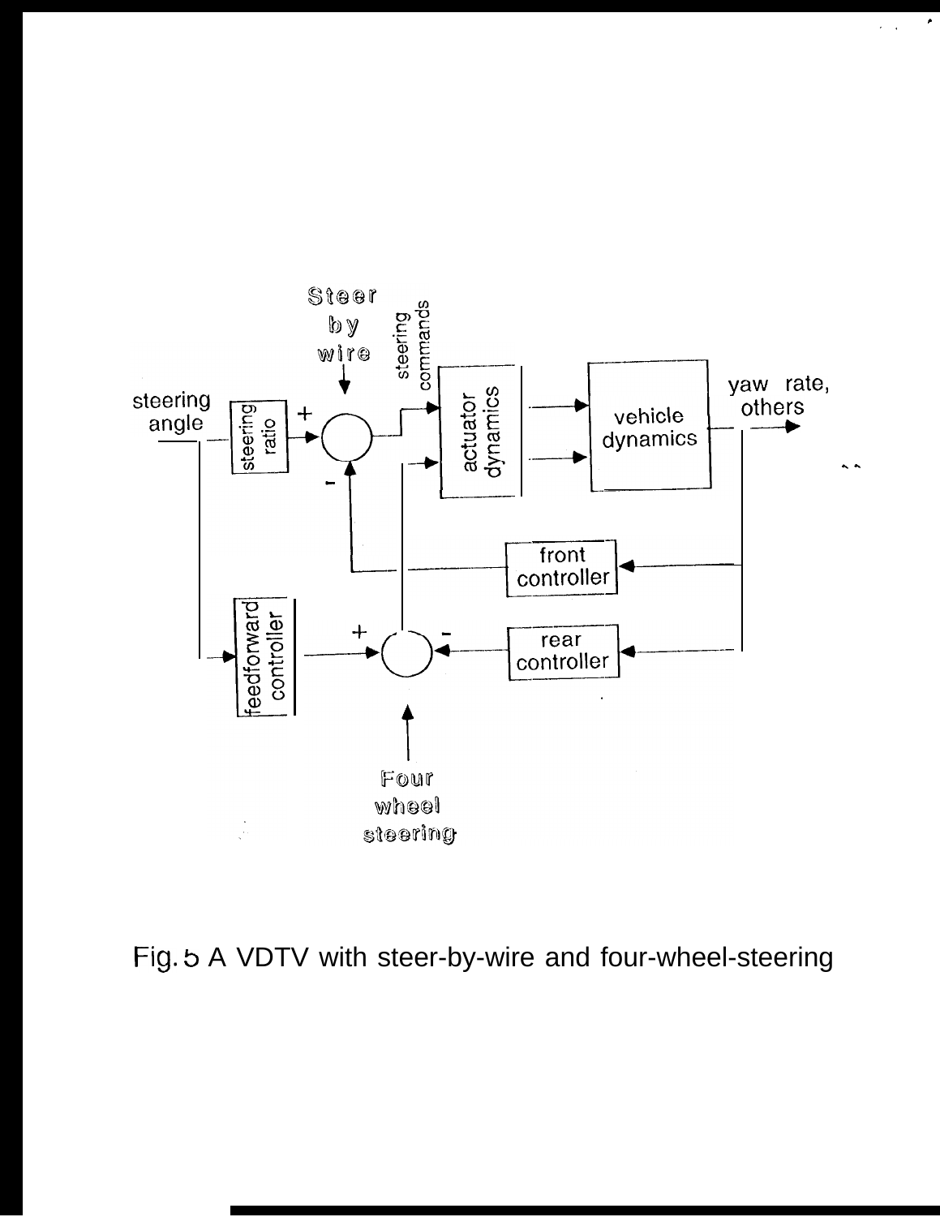Fig. 5 A VDTV with steer-by-wire and four-wheel-steering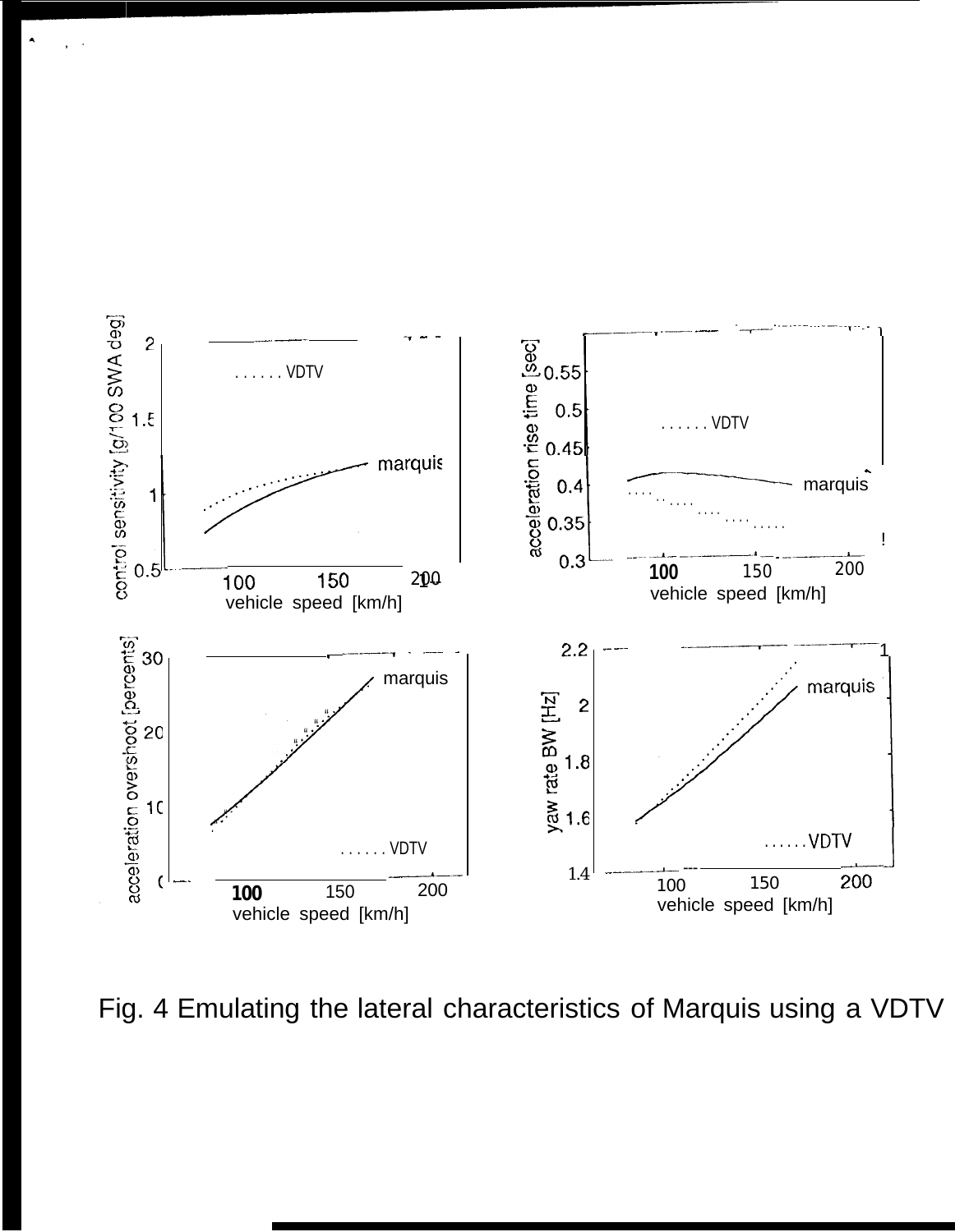control sensitivity [g/100 SWA deg]

2

1.5

1

0.5

...... VDTV

marquis

100 150 200

vehicle speed [km/h]

acceleration rise time [sec]

0.55

0.5

0.45

0.4

0.35

0.3

...... VDTV

marquis

100 150 200

vehicle speed [km/h]

acceleration overshoot [percents]

30

20

10

0

marquis

...... VDTV

100 150 200

vehicle speed [km/h]

yaw rate BW [Hz]

2.2

2

1.8

1.6

1.4

marquis

...... VDTV

100 150 200

vehicle speed [km/h]

Fig. 4 Emulating the lateral characteristics of Marquis using a VDTV